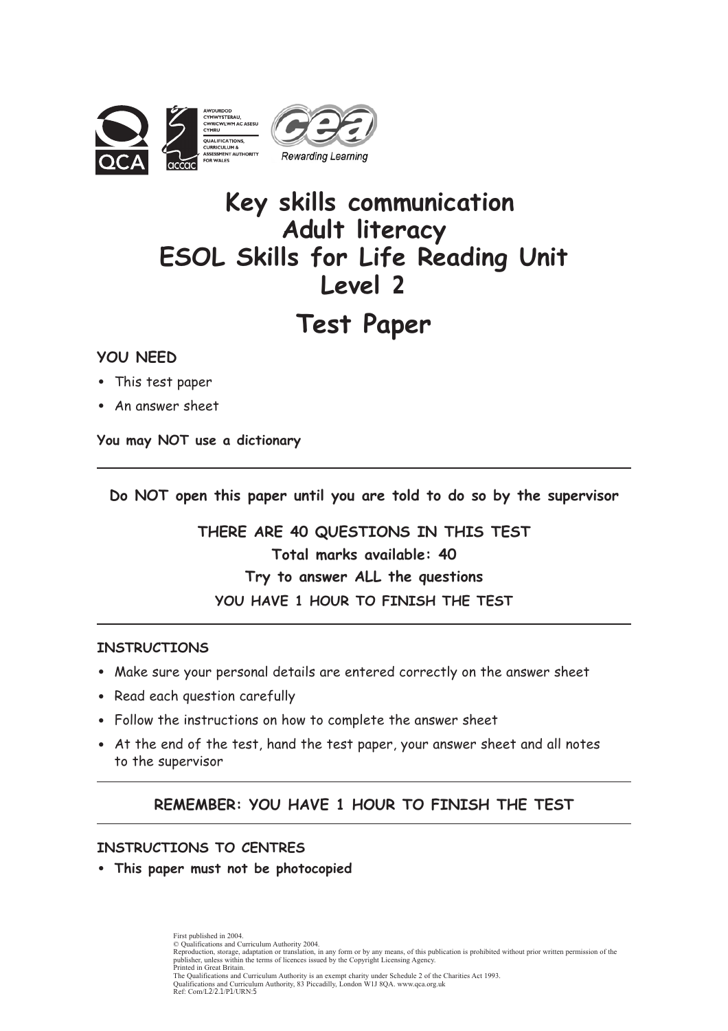# Key skills communication
# Adult literacy
# ESOL Skills for Life Reading Unit
# Level 2

# Test Paper

**YOU NEED**

- This test paper
- An answer sheet

**You may NOT use a dictionary**

---

**Do NOT open this paper until you are told to do so by the supervisor**

**THERE ARE 40 QUESTIONS IN THIS TEST**

**Total marks available: 40**

**Try to answer ALL the questions**

**YOU HAVE 1 HOUR TO FINISH THE TEST**

---

**INSTRUCTIONS**

- Make sure your personal details are entered correctly on the answer sheet
- Read each question carefully
- Follow the instructions on how to complete the answer sheet
- At the end of the test, hand the test paper, your answer sheet and all notes to the supervisor

---

**REMEMBER: YOU HAVE 1 HOUR TO FINISH THE TEST**

---

**INSTRUCTIONS TO CENTRES**

- **This paper must not be photocopied**

First published in 2004.
© Qualifications and Curriculum Authority 2004.
Reproduction, storage, adaptation or translation, in any form or by any means, of this publication is prohibited without prior written permission of the publisher, unless within the terms of licences issued by the Copyright Licensing Agency.
Printed in Great Britain.
The Qualifications and Curriculum Authority is an exempt charity under Schedule 2 of the Charities Act 1993.
Qualifications and Curriculum Authority, 83 Piccadilly, London W1J 8QA. www.qca.org.uk
Ref: Com/L2/2.1/P1/URN:5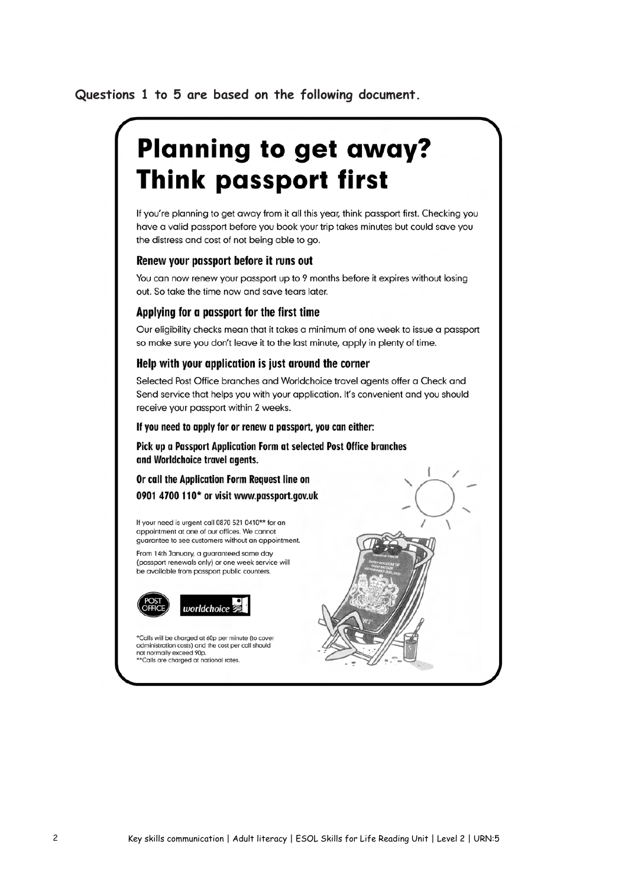**Questions 1 to 5 are based on the following document.**

# Planning to get away? Think passport first

If you're planning to get away from it all this year, think passport first. Checking you have a valid passport before you book your trip takes minutes but could save you the distress and cost of not being able to go.

### Renew your passport before it runs out

You can now renew your passport up to 9 months before it expires without losing out. So take the time now and save tears later.

### Applying for a passport for the first time

Our eligibility checks mean that it takes a minimum of one week to issue a passport so make sure you don't leave it to the last minute, apply in plenty of time.

### Help with your application is just around the corner

Selected Post Office branches and Worldchoice travel agents offer a Check and Send service that helps you with your application. It's convenient and you should receive your passport within 2 weeks.

**If you need to apply for or renew a passport, you can either:**

**Pick up a Passport Application Form at selected Post Office branches and Worldchoice travel agents.**

**Or call the Application Form Request line on 0901 4700 110* or visit www.passport.gov.uk**

If your need is urgent call 0870 521 0410** for an appointment at one of our offices. We cannot guarantee to see customers without an appointment.

From 14th January, a guaranteed same day (passport renewals only) or one week service will be available from passport public counters.

POST OFFICE worldchoice

*Calls will be charged at 60p per minute (to cover administration costs) and the cost per call should not normally exceed 90p.
**Calls are charged at national rates.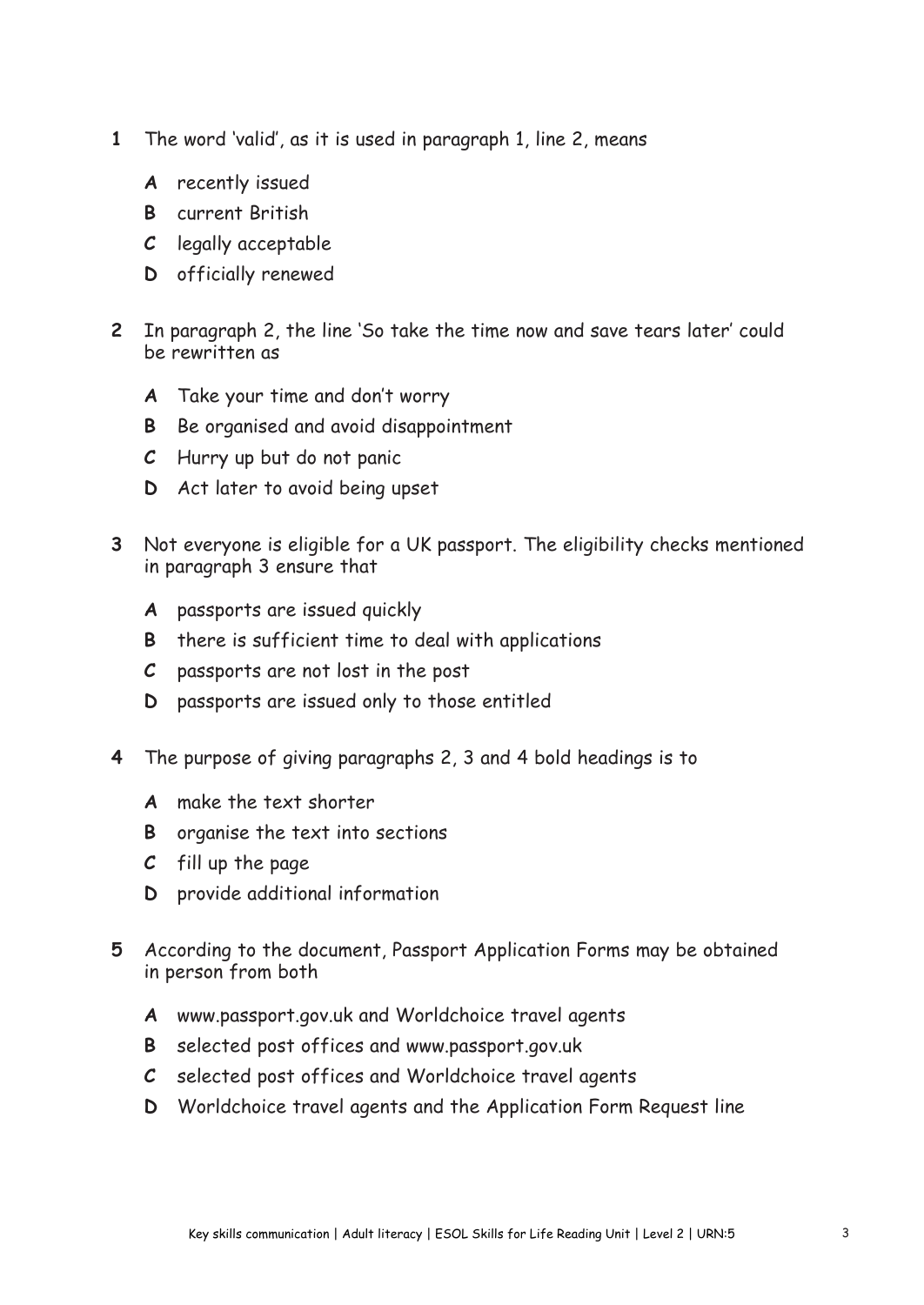**1** The word 'valid', as it is used in paragraph 1, line 2, means

- **A** recently issued
- **B** current British
- **C** legally acceptable
- **D** officially renewed

**2** In paragraph 2, the line 'So take the time now and save tears later' could be rewritten as

- **A** Take your time and don't worry
- **B** Be organised and avoid disappointment
- **C** Hurry up but do not panic
- **D** Act later to avoid being upset

**3** Not everyone is eligible for a UK passport. The eligibility checks mentioned in paragraph 3 ensure that

- **A** passports are issued quickly
- **B** there is sufficient time to deal with applications
- **C** passports are not lost in the post
- **D** passports are issued only to those entitled

**4** The purpose of giving paragraphs 2, 3 and 4 bold headings is to

- **A** make the text shorter
- **B** organise the text into sections
- **C** fill up the page
- **D** provide additional information

**5** According to the document, Passport Application Forms may be obtained in person from both

- **A** www.passport.gov.uk and Worldchoice travel agents
- **B** selected post offices and www.passport.gov.uk
- **C** selected post offices and Worldchoice travel agents
- **D** Worldchoice travel agents and the Application Form Request line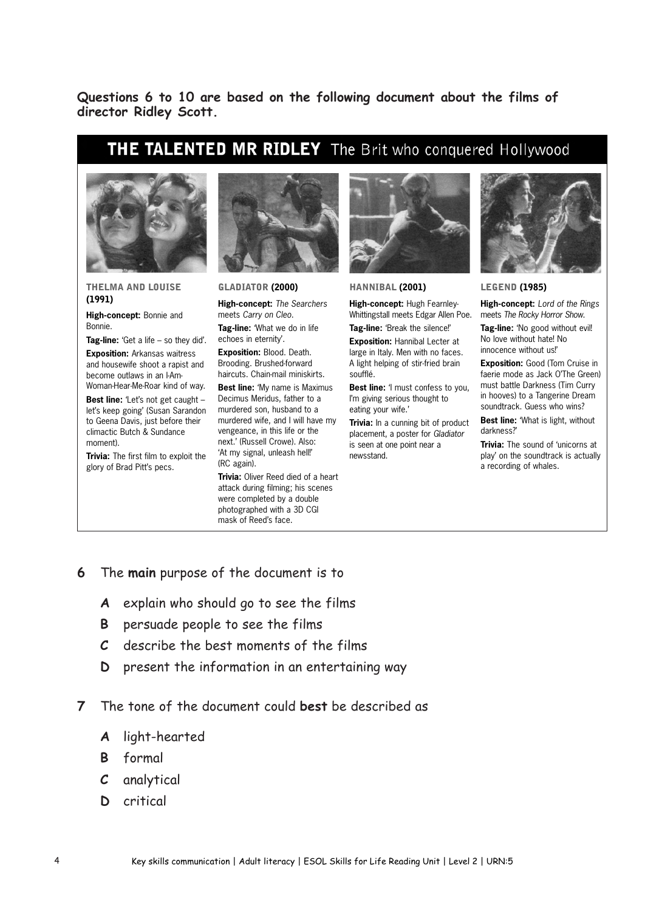**Questions 6 to 10 are based on the following document about the films of director Ridley Scott.**

# THE TALENTED MR RIDLEY The Brit who conquered Hollywood

### THELMA AND LOUISE (1991)

**High-concept:** Bonnie and Bonnie.

**Tag-line:** 'Get a life – so they did'.

**Exposition:** Arkansas waitress and housewife shoot a rapist and become outlaws in an I-Am-Woman-Hear-Me-Roar kind of way.

**Best line:** 'Let's not get caught – let's keep going' (Susan Sarandon to Geena Davis, just before their climactic Butch & Sundance moment).

**Trivia:** The first film to exploit the glory of Brad Pitt's pecs.

### GLADIATOR (2000)

**High-concept:** *The Searchers* meets *Carry on Cleo*.

**Tag-line:** 'What we do in life echoes in eternity'.

**Exposition:** Blood. Death. Brooding. Brushed-forward haircuts. Chain-mail miniskirts.

**Best line:** 'My name is Maximus Decimus Meridus, father to a murdered son, husband to a murdered wife, and I will have my vengeance, in this life or the next.' (Russell Crowe). Also: 'At my signal, unleash hell!' (RC again).

**Trivia:** Oliver Reed died of a heart attack during filming; his scenes were completed by a double photographed with a 3D CGI mask of Reed's face.

### HANNIBAL (2001)

**High-concept:** Hugh Fearnley-Whittingstall meets Edgar Allen Poe.

**Tag-line:** 'Break the silence!'

**Exposition:** Hannibal Lecter at large in Italy. Men with no faces. A light helping of stir-fried brain soufflé.

**Best line:** 'I must confess to you, I'm giving serious thought to eating your wife.'

**Trivia:** In a cunning bit of product placement, a poster for *Gladiator* is seen at one point near a newsstand.

### LEGEND (1985)

**High-concept:** *Lord of the Rings* meets *The Rocky Horror Show*.

**Tag-line:** 'No good without evil! No love without hate! No innocence without us!'

**Exposition:** Good (Tom Cruise in faerie mode as Jack O'The Green) must battle Darkness (Tim Curry in hooves) to a Tangerine Dream soundtrack. Guess who wins?

**Best line:** 'What is light, without darkness?'

**Trivia:** The sound of 'unicorns at play' on the soundtrack is actually a recording of whales.

---

**6** The **main** purpose of the document is to

- **A** explain who should go to see the films
- **B** persuade people to see the films
- **C** describe the best moments of the films
- **D** present the information in an entertaining way

**7** The tone of the document could **best** be described as

- **A** light-hearted
- **B** formal
- **C** analytical
- **D** critical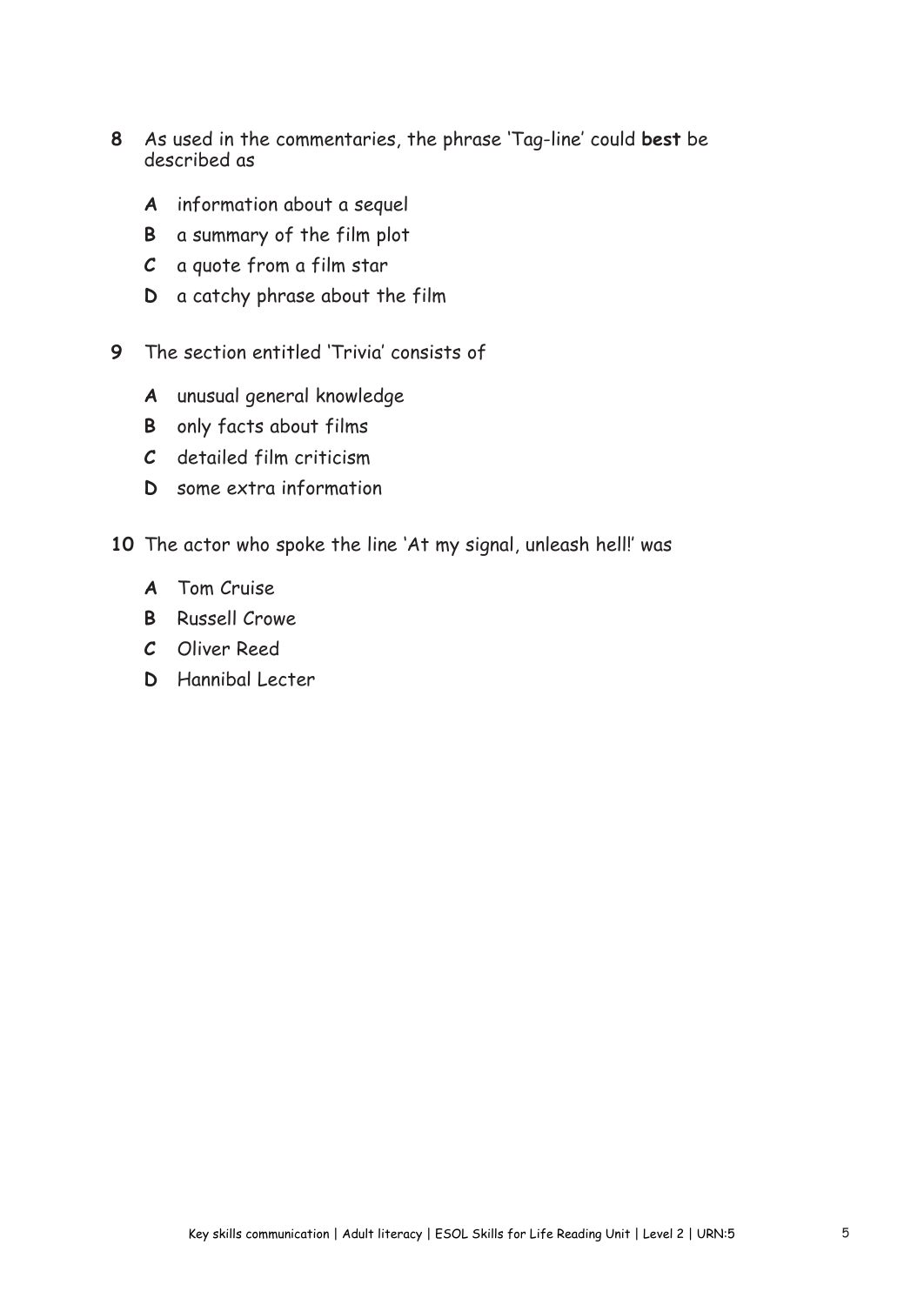**8** As used in the commentaries, the phrase 'Tag-line' could **best** be described as

- **A** information about a sequel
- **B** a summary of the film plot
- **C** a quote from a film star
- **D** a catchy phrase about the film

**9** The section entitled 'Trivia' consists of

- **A** unusual general knowledge
- **B** only facts about films
- **C** detailed film criticism
- **D** some extra information

**10** The actor who spoke the line 'At my signal, unleash hell!' was

- **A** Tom Cruise
- **B** Russell Crowe
- **C** Oliver Reed
- **D** Hannibal Lecter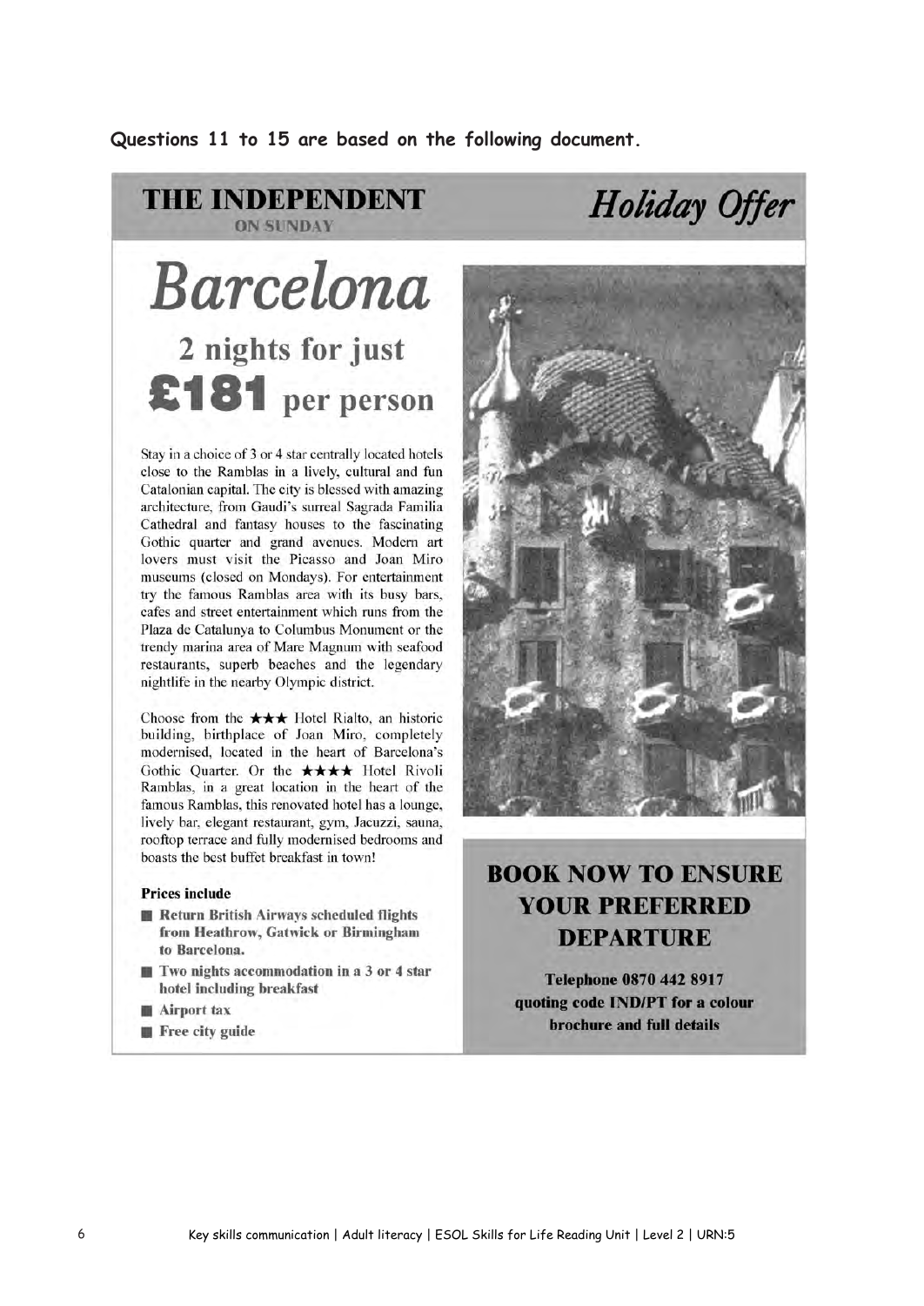**Questions 11 to 15 are based on the following document.**

**THE INDEPENDENT**
**ON SUNDAY**

***Holiday Offer***

# *Barcelona*

## 2 nights for just £181 per person

Stay in a choice of 3 or 4 star centrally located hotels close to the Ramblas in a lively, cultural and fun Catalonian capital. The city is blessed with amazing architecture, from Gaudi's surreal Sagrada Familia Cathedral and fantasy houses to the fascinating Gothic quarter and grand avenues. Modern art lovers must visit the Picasso and Joan Miro museums (closed on Mondays). For entertainment try the famous Ramblas area with its busy bars, cafes and street entertainment which runs from the Plaza de Catalunya to Columbus Monument or the trendy marina area of Mare Magnum with seafood restaurants, superb beaches and the legendary nightlife in the nearby Olympic district.

Choose from the ★★★ Hotel Rialto, an historic building, birthplace of Joan Miro, completely modernised, located in the heart of Barcelona's Gothic Quarter. Or the ★★★★ Hotel Rivoli Ramblas, in a great location in the heart of the famous Ramblas, this renovated hotel has a lounge, lively bar, elegant restaurant, gym, Jacuzzi, sauna, rooftop terrace and fully modernised bedrooms and boasts the best buffet breakfast in town!

**Prices include**

- **Return British Airways scheduled flights from Heathrow, Gatwick or Birmingham to Barcelona.**
- **Two nights accommodation in a 3 or 4 star hotel including breakfast**
- **Airport tax**
- **Free city guide**

## BOOK NOW TO ENSURE YOUR PREFERRED DEPARTURE

**Telephone 0870 442 8917 quoting code IND/PT for a colour brochure and full details**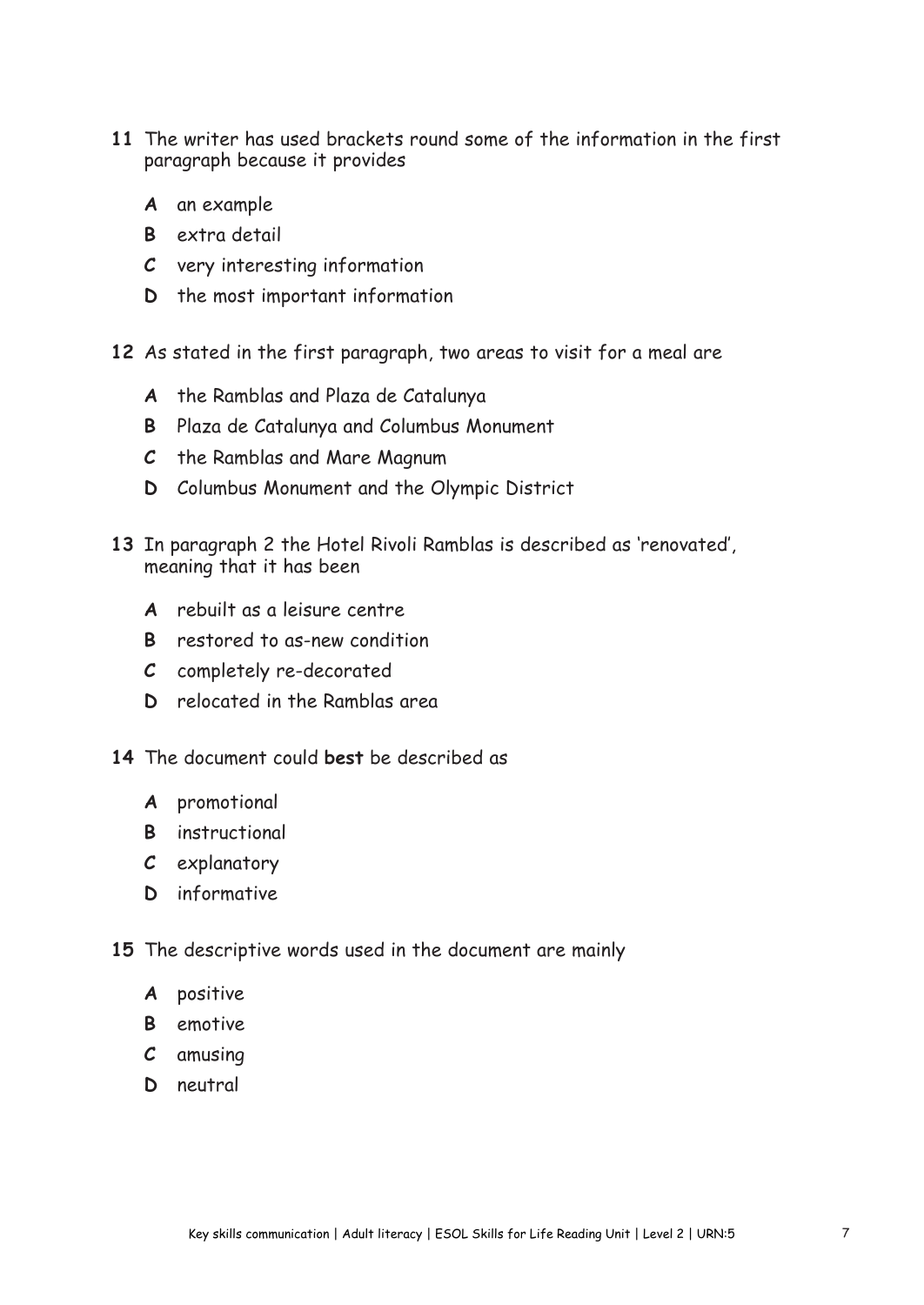**11** The writer has used brackets round some of the information in the first paragraph because it provides

- **A** an example
- **B** extra detail
- **C** very interesting information
- **D** the most important information

**12** As stated in the first paragraph, two areas to visit for a meal are

- **A** the Ramblas and Plaza de Catalunya
- **B** Plaza de Catalunya and Columbus Monument
- **C** the Ramblas and Mare Magnum
- **D** Columbus Monument and the Olympic District

**13** In paragraph 2 the Hotel Rivoli Ramblas is described as 'renovated', meaning that it has been

- **A** rebuilt as a leisure centre
- **B** restored to as-new condition
- **C** completely re-decorated
- **D** relocated in the Ramblas area

**14** The document could **best** be described as

- **A** promotional
- **B** instructional
- **C** explanatory
- **D** informative

**15** The descriptive words used in the document are mainly

- **A** positive
- **B** emotive
- **C** amusing
- **D** neutral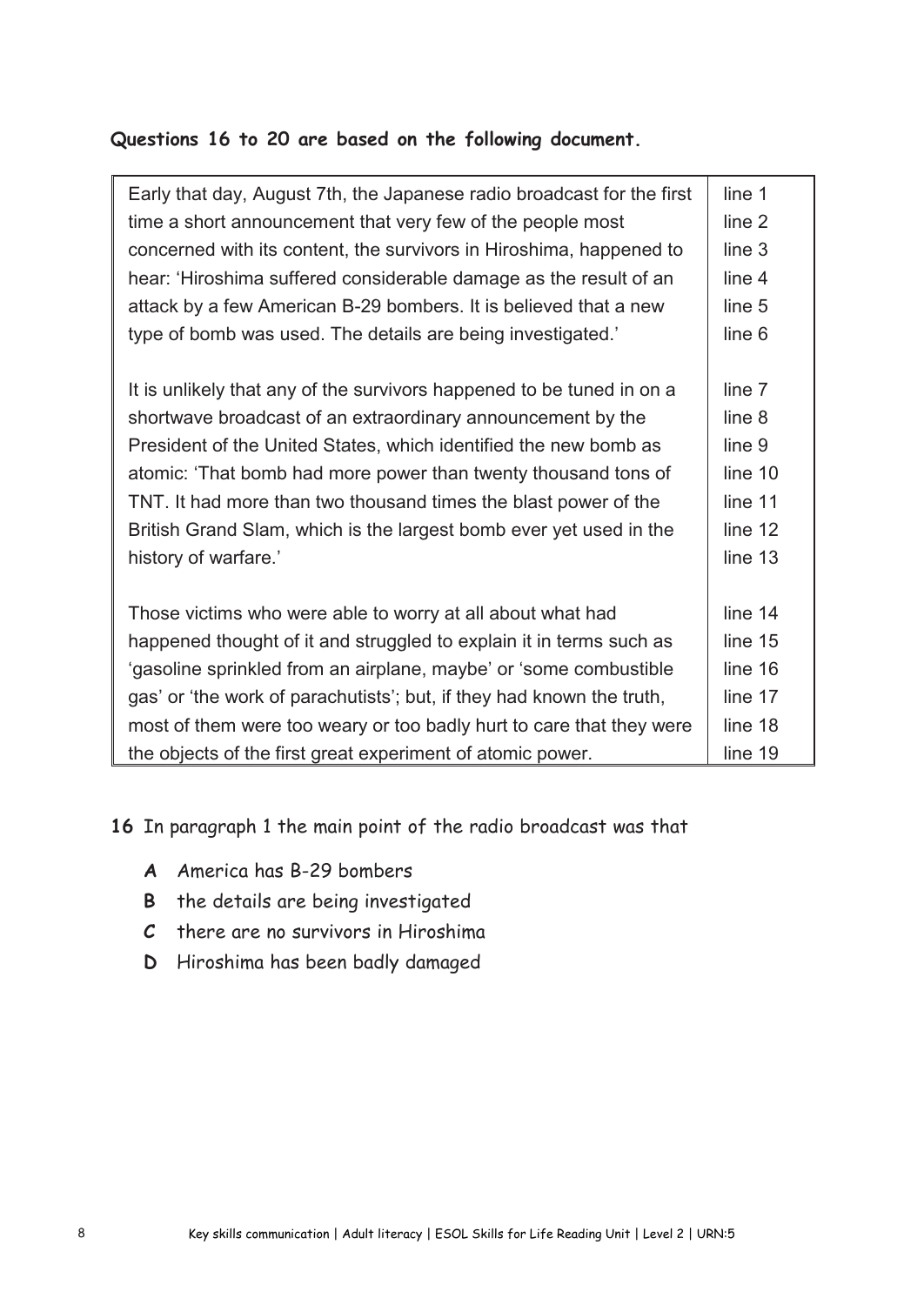**Questions 16 to 20 are based on the following document.**

| | |
|---|---|
| Early that day, August 7th, the Japanese radio broadcast for the first | line 1 |
| time a short announcement that very few of the people most | line 2 |
| concerned with its content, the survivors in Hiroshima, happened to | line 3 |
| hear: 'Hiroshima suffered considerable damage as the result of an | line 4 |
| attack by a few American B-29 bombers. It is believed that a new | line 5 |
| type of bomb was used. The details are being investigated.' | line 6 |
| | |
| It is unlikely that any of the survivors happened to be tuned in on a | line 7 |
| shortwave broadcast of an extraordinary announcement by the | line 8 |
| President of the United States, which identified the new bomb as | line 9 |
| atomic: 'That bomb had more power than twenty thousand tons of | line 10 |
| TNT. It had more than two thousand times the blast power of the | line 11 |
| British Grand Slam, which is the largest bomb ever yet used in the | line 12 |
| history of warfare.' | line 13 |
| | |
| Those victims who were able to worry at all about what had | line 14 |
| happened thought of it and struggled to explain it in terms such as | line 15 |
| 'gasoline sprinkled from an airplane, maybe' or 'some combustible | line 16 |
| gas' or 'the work of parachutists'; but, if they had known the truth, | line 17 |
| most of them were too weary or too badly hurt to care that they were | line 18 |
| the objects of the first great experiment of atomic power. | line 19 |

**16** In paragraph 1 the main point of the radio broadcast was that

- **A** America has B-29 bombers
- **B** the details are being investigated
- **C** there are no survivors in Hiroshima
- **D** Hiroshima has been badly damaged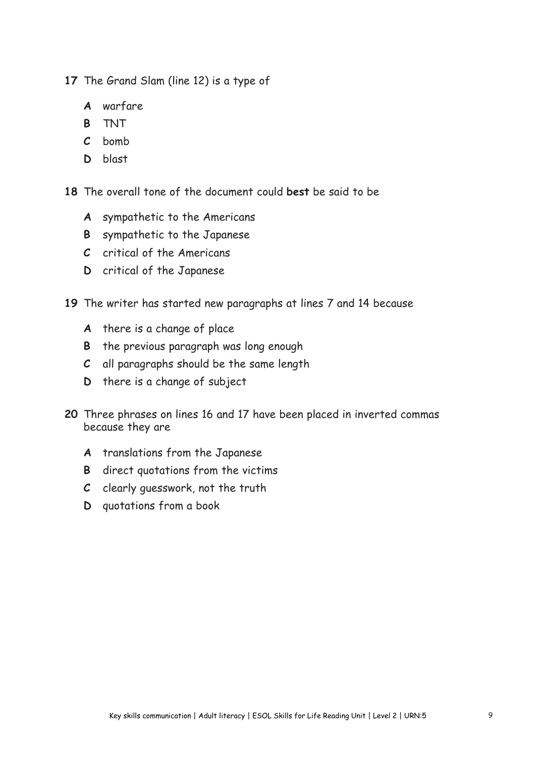**17** The Grand Slam (line 12) is a type of

- **A** warfare
- **B** TNT
- **C** bomb
- **D** blast

**18** The overall tone of the document could **best** be said to be

- **A** sympathetic to the Americans
- **B** sympathetic to the Japanese
- **C** critical of the Americans
- **D** critical of the Japanese

**19** The writer has started new paragraphs at lines 7 and 14 because

- **A** there is a change of place
- **B** the previous paragraph was long enough
- **C** all paragraphs should be the same length
- **D** there is a change of subject

**20** Three phrases on lines 16 and 17 have been placed in inverted commas because they are

- **A** translations from the Japanese
- **B** direct quotations from the victims
- **C** clearly guesswork, not the truth
- **D** quotations from a book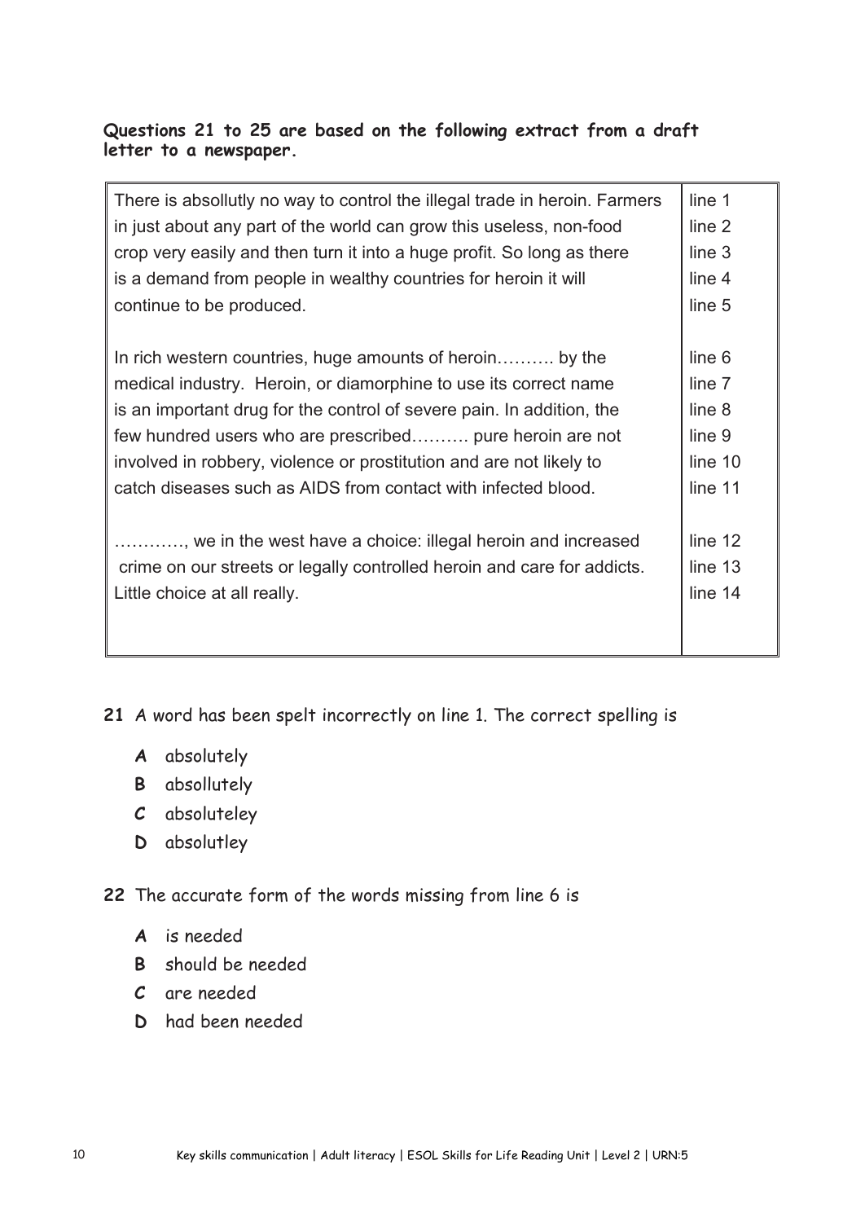**Questions 21 to 25 are based on the following extract from a draft letter to a newspaper.**

| | |
|---|---|
| There is absollutly no way to control the illegal trade in heroin. Farmers | line 1 |
| in just about any part of the world can grow this useless, non-food | line 2 |
| crop very easily and then turn it into a huge profit. So long as there | line 3 |
| is a demand from people in wealthy countries for heroin it will | line 4 |
| continue to be produced. | line 5 |
| | |
| In rich western countries, huge amounts of heroin………. by the | line 6 |
| medical industry. Heroin, or diamorphine to use its correct name | line 7 |
| is an important drug for the control of severe pain. In addition, the | line 8 |
| few hundred users who are prescribed………. pure heroin are not | line 9 |
| involved in robbery, violence or prostitution and are not likely to | line 10 |
| catch diseases such as AIDS from contact with infected blood. | line 11 |
| | |
| …………, we in the west have a choice: illegal heroin and increased | line 12 |
| crime on our streets or legally controlled heroin and care for addicts. | line 13 |
| Little choice at all really. | line 14 |

**21** A word has been spelt incorrectly on line 1. The correct spelling is

- **A** absolutely
- **B** absollutely
- **C** absoluteley
- **D** absolutley

**22** The accurate form of the words missing from line 6 is

- **A** is needed
- **B** should be needed
- **C** are needed
- **D** had been needed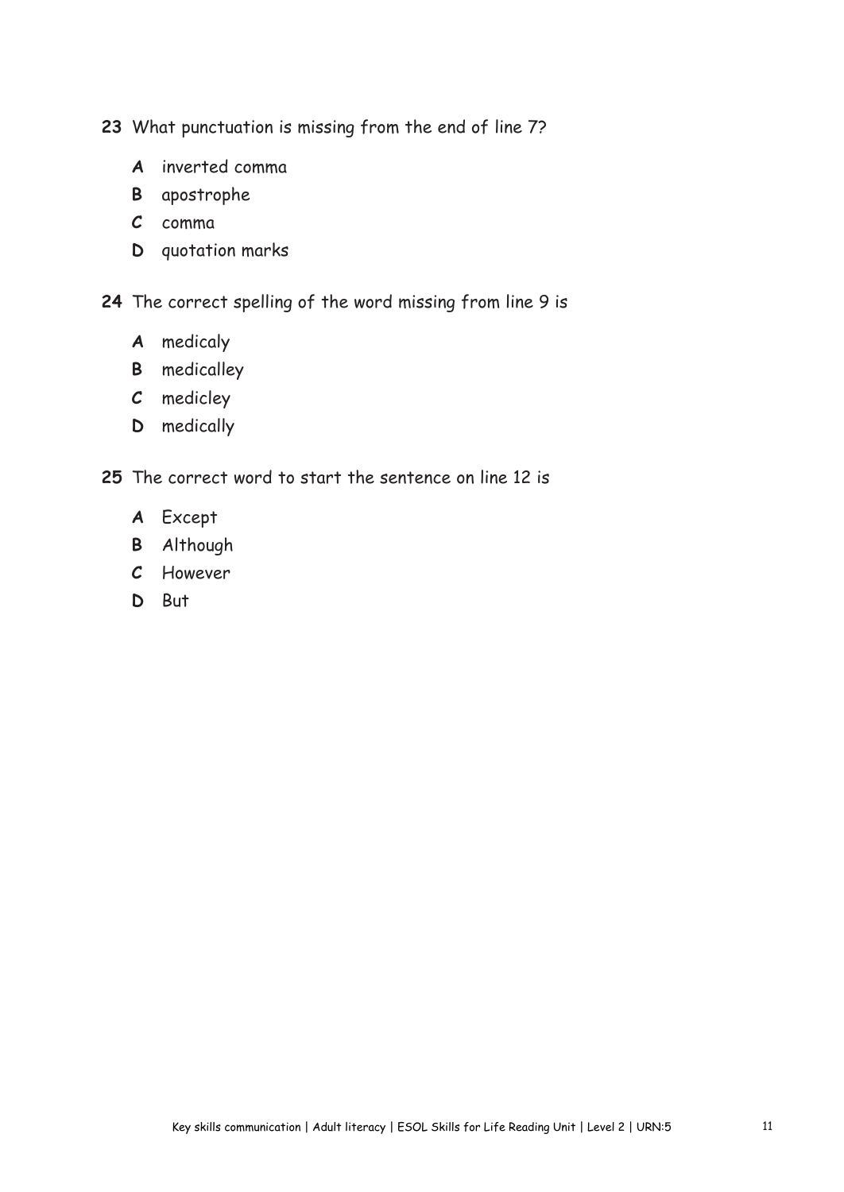**23** What punctuation is missing from the end of line 7?

- **A** inverted comma
- **B** apostrophe
- **C** comma
- **D** quotation marks

**24** The correct spelling of the word missing from line 9 is

- **A** medicaly
- **B** medicalley
- **C** medicley
- **D** medically

**25** The correct word to start the sentence on line 12 is

- **A** Except
- **B** Although
- **C** However
- **D** But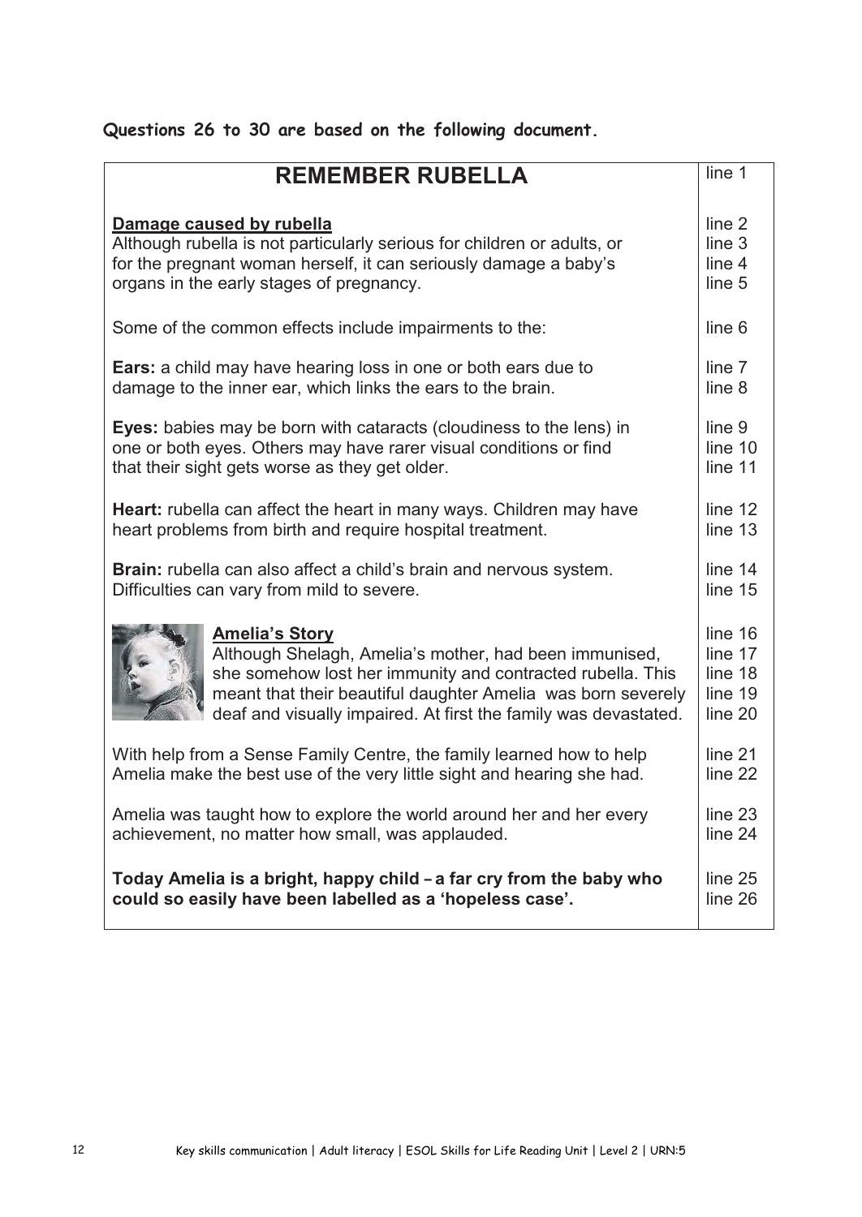**Questions 26 to 30 are based on the following document.**

| | |
|---|---|
| **REMEMBER RUBELLA** | line 1 |
| **Damage caused by rubella** | line 2 |
| Although rubella is not particularly serious for children or adults, or | line 3 |
| for the pregnant woman herself, it can seriously damage a baby's | line 4 |
| organs in the early stages of pregnancy. | line 5 |
| Some of the common effects include impairments to the: | line 6 |
| **Ears:** a child may have hearing loss in one or both ears due to | line 7 |
| damage to the inner ear, which links the ears to the brain. | line 8 |
| **Eyes:** babies may be born with cataracts (cloudiness to the lens) in | line 9 |
| one or both eyes. Others may have rarer visual conditions or find | line 10 |
| that their sight gets worse as they get older. | line 11 |
| **Heart:** rubella can affect the heart in many ways. Children may have | line 12 |
| heart problems from birth and require hospital treatment. | line 13 |
| **Brain:** rubella can also affect a child's brain and nervous system. | line 14 |
| Difficulties can vary from mild to severe. | line 15 |
| **Amelia's Story** | line 16 |
| Although Shelagh, Amelia's mother, had been immunised, | line 17 |
| she somehow lost her immunity and contracted rubella. This | line 18 |
| meant that their beautiful daughter Amelia was born severely | line 19 |
| deaf and visually impaired. At first the family was devastated. | line 20 |
| With help from a Sense Family Centre, the family learned how to help | line 21 |
| Amelia make the best use of the very little sight and hearing she had. | line 22 |
| Amelia was taught how to explore the world around her and her every | line 23 |
| achievement, no matter how small, was applauded. | line 24 |
| **Today Amelia is a bright, happy child – a far cry from the baby who** | line 25 |
| **could so easily have been labelled as a 'hopeless case'.** | line 26 |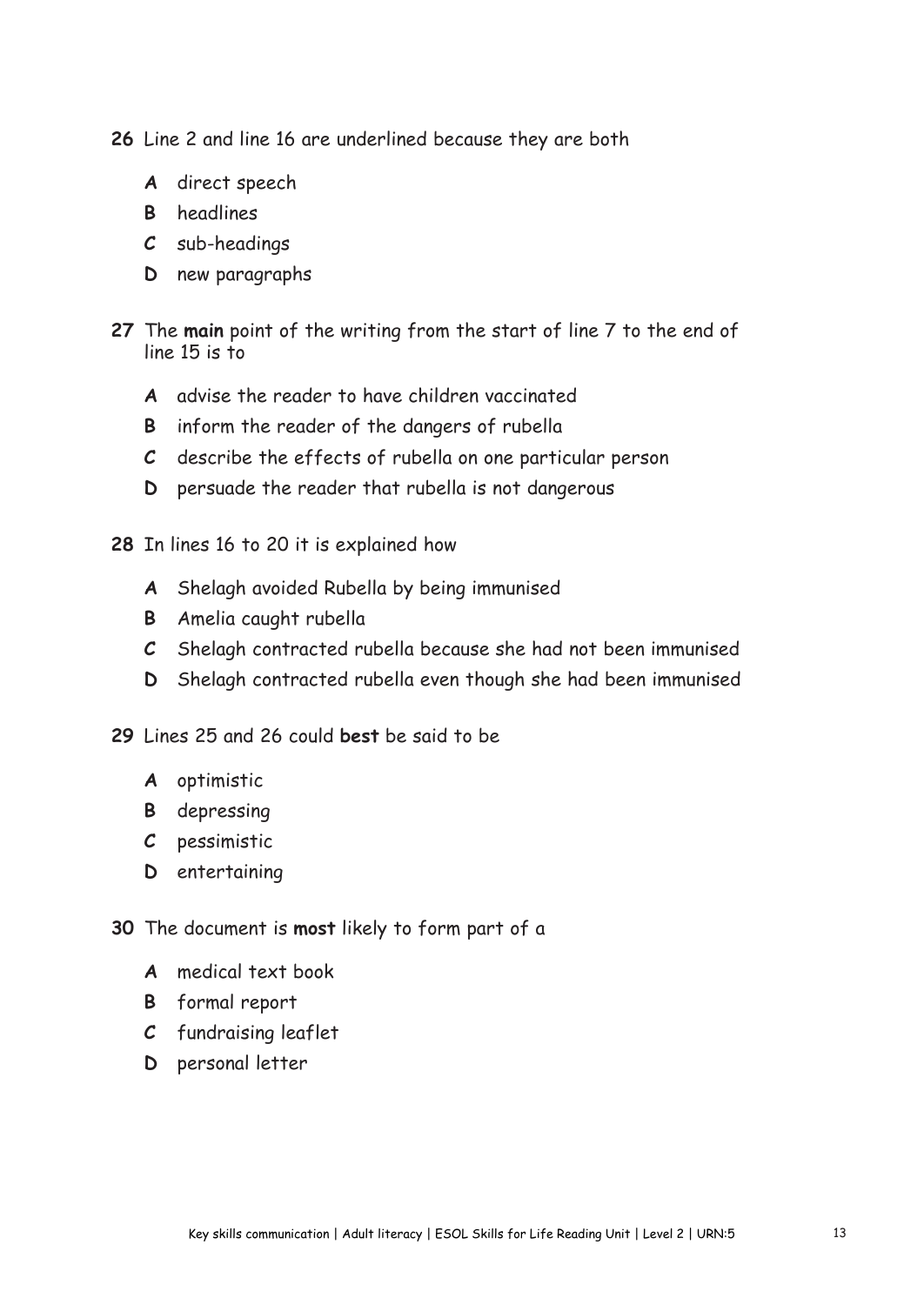**26** Line 2 and line 16 are underlined because they are both

**A** direct speech

**B** headlines

**C** sub-headings

**D** new paragraphs

**27** The **main** point of the writing from the start of line 7 to the end of line 15 is to

**A** advise the reader to have children vaccinated

**B** inform the reader of the dangers of rubella

**C** describe the effects of rubella on one particular person

**D** persuade the reader that rubella is not dangerous

**28** In lines 16 to 20 it is explained how

**A** Shelagh avoided Rubella by being immunised

**B** Amelia caught rubella

**C** Shelagh contracted rubella because she had not been immunised

**D** Shelagh contracted rubella even though she had been immunised

**29** Lines 25 and 26 could **best** be said to be

**A** optimistic

**B** depressing

**C** pessimistic

**D** entertaining

**30** The document is **most** likely to form part of a

**A** medical text book

**B** formal report

**C** fundraising leaflet

**D** personal letter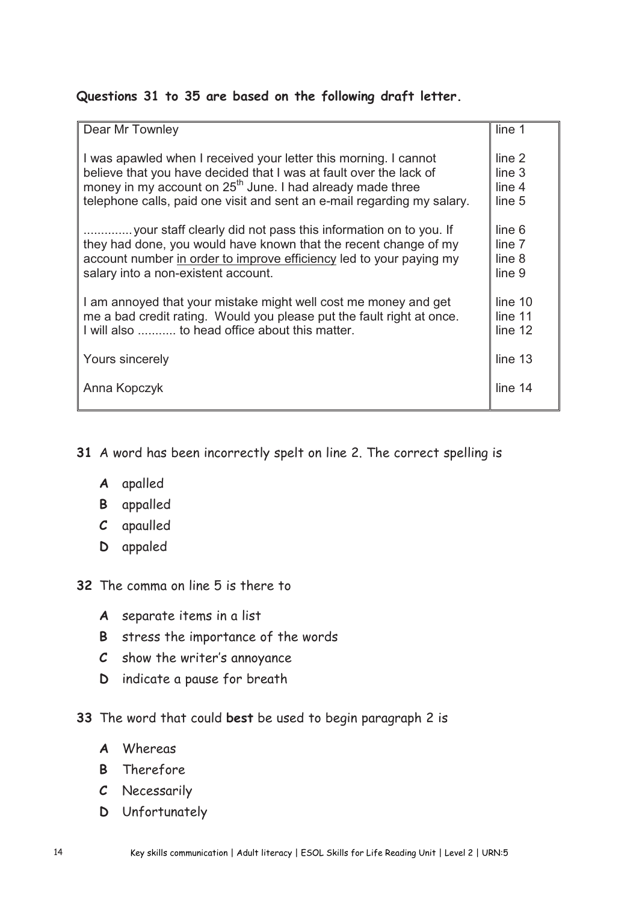**Questions 31 to 35 are based on the following draft letter.**

| | |
|---|---|
| Dear Mr Townley | line 1 |
| I was apawled when I received your letter this morning. I cannot believe that you have decided that I was at fault over the lack of money in my account on 25th June. I had already made three telephone calls, paid one visit and sent an e-mail regarding my salary. | line 2<br>line 3<br>line 4<br>line 5 |
| ............. your staff clearly did not pass this information on to you. If they had done, you would have known that the recent change of my account number <u>in order to improve efficiency</u> led to your paying my salary into a non-existent account. | line 6<br>line 7<br>line 8<br>line 9 |
| I am annoyed that your mistake might well cost me money and get me a bad credit rating. Would you please put the fault right at once. I will also ........... to head office about this matter. | line 10<br>line 11<br>line 12 |
| Yours sincerely | line 13 |
| Anna Kopczyk | line 14 |

**31** A word has been incorrectly spelt on line 2. The correct spelling is

- **A** apalled
- **B** appalled
- **C** apaulled
- **D** appaled

**32** The comma on line 5 is there to

- **A** separate items in a list
- **B** stress the importance of the words
- **C** show the writer's annoyance
- **D** indicate a pause for breath

**33** The word that could **best** be used to begin paragraph 2 is

- **A** Whereas
- **B** Therefore
- **C** Necessarily
- **D** Unfortunately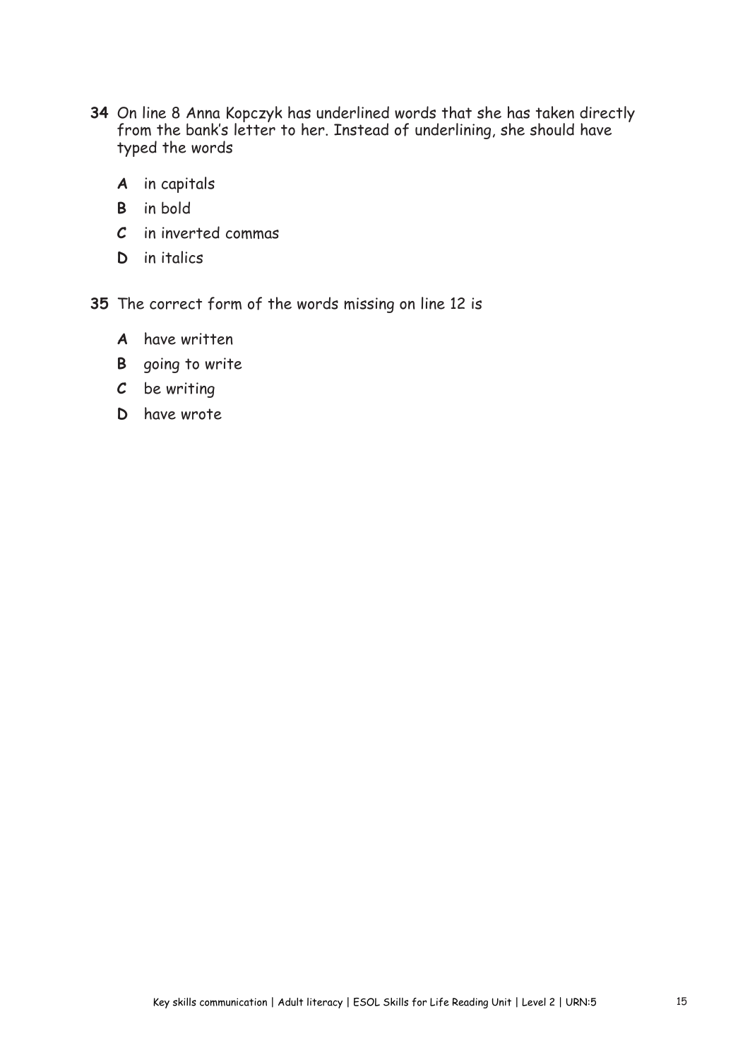**34** On line 8 Anna Kopczyk has underlined words that she has taken directly from the bank's letter to her. Instead of underlining, she should have typed the words

- **A** in capitals
- **B** in bold
- **C** in inverted commas
- **D** in italics

**35** The correct form of the words missing on line 12 is

- **A** have written
- **B** going to write
- **C** be writing
- **D** have wrote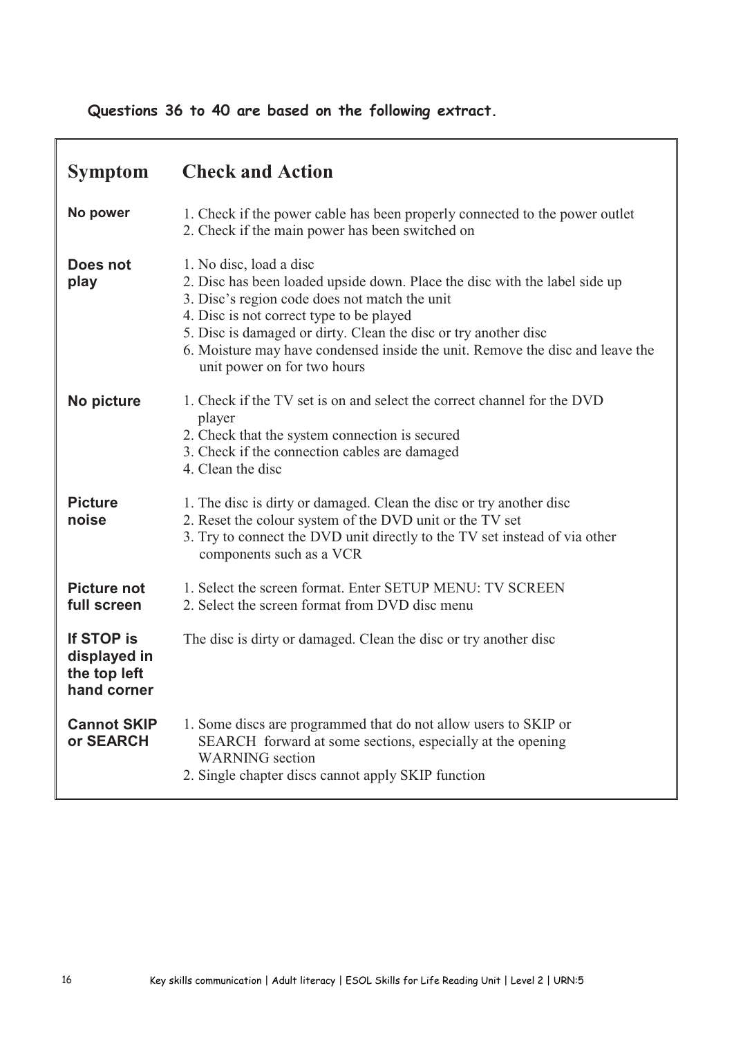**Questions 36 to 40 are based on the following extract.**

| Symptom | Check and Action |
|---|---|
| **No power** | 1. Check if the power cable has been properly connected to the power outlet<br>2. Check if the main power has been switched on |
| **Does not play** | 1. No disc, load a disc<br>2. Disc has been loaded upside down. Place the disc with the label side up<br>3. Disc's region code does not match the unit<br>4. Disc is not correct type to be played<br>5. Disc is damaged or dirty. Clean the disc or try another disc<br>6. Moisture may have condensed inside the unit. Remove the disc and leave the unit power on for two hours |
| **No picture** | 1. Check if the TV set is on and select the correct channel for the DVD player<br>2. Check that the system connection is secured<br>3. Check if the connection cables are damaged<br>4. Clean the disc |
| **Picture noise** | 1. The disc is dirty or damaged. Clean the disc or try another disc<br>2. Reset the colour system of the DVD unit or the TV set<br>3. Try to connect the DVD unit directly to the TV set instead of via other components such as a VCR |
| **Picture not full screen** | 1. Select the screen format. Enter SETUP MENU: TV SCREEN<br>2. Select the screen format from DVD disc menu |
| **If STOP is displayed in the top left hand corner** | The disc is dirty or damaged. Clean the disc or try another disc |
| **Cannot SKIP or SEARCH** | 1. Some discs are programmed that do not allow users to SKIP or SEARCH forward at some sections, especially at the opening WARNING section<br>2. Single chapter discs cannot apply SKIP function |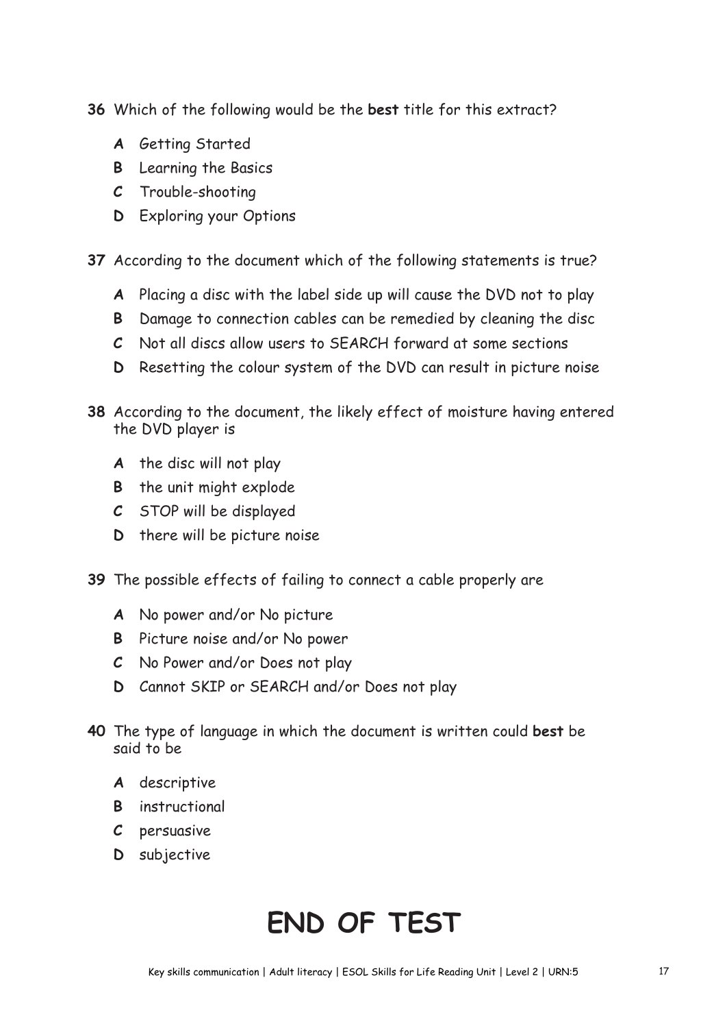**36** Which of the following would be the **best** title for this extract?

- **A** Getting Started
- **B** Learning the Basics
- **C** Trouble-shooting
- **D** Exploring your Options

**37** According to the document which of the following statements is true?

- **A** Placing a disc with the label side up will cause the DVD not to play
- **B** Damage to connection cables can be remedied by cleaning the disc
- **C** Not all discs allow users to SEARCH forward at some sections
- **D** Resetting the colour system of the DVD can result in picture noise

**38** According to the document, the likely effect of moisture having entered the DVD player is

- **A** the disc will not play
- **B** the unit might explode
- **C** STOP will be displayed
- **D** there will be picture noise

**39** The possible effects of failing to connect a cable properly are

- **A** No power and/or No picture
- **B** Picture noise and/or No power
- **C** No Power and/or Does not play
- **D** Cannot SKIP or SEARCH and/or Does not play

**40** The type of language in which the document is written could **best** be said to be

- **A** descriptive
- **B** instructional
- **C** persuasive
- **D** subjective

# END OF TEST